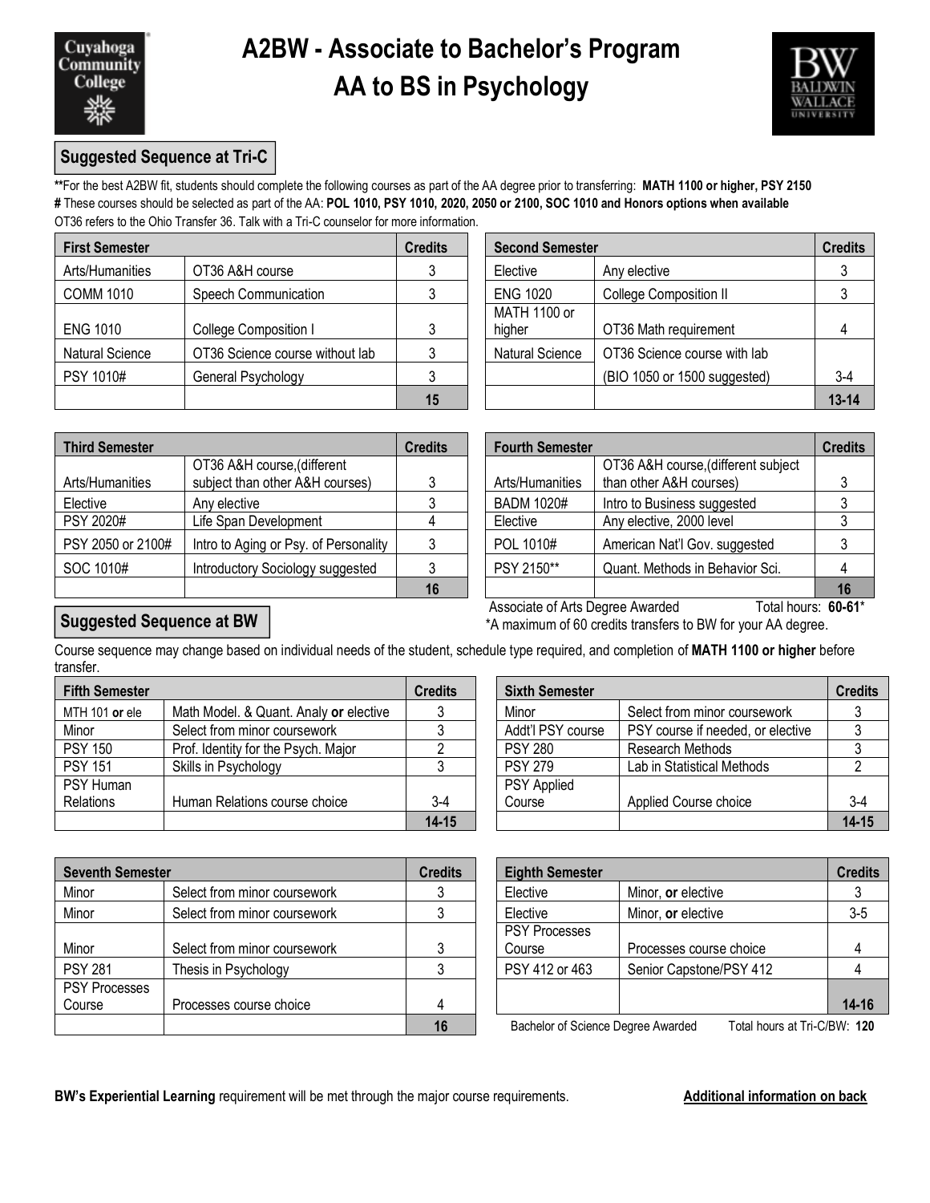# A2BW - Associate to Bachelor's Program
# AA to BS in Psychology

## Suggested Sequence at Tri-C

**For the best A2BW fit, students should complete the following courses as part of the AA degree prior to transferring: **MATH 1100 or higher, PSY 2150**
# These courses should be selected as part of the AA: **POL 1010, PSY 1010, 2020, 2050 or 2100, SOC 1010 and Honors options when available**
OT36 refers to the Ohio Transfer 36. Talk with a Tri-C counselor for more information.

| First Semester | | Credits |
|---|---|---|
| Arts/Humanities | OT36 A&H course | 3 |
| COMM 1010 | Speech Communication | 3 |
| ENG 1010 | College Composition I | 3 |
| Natural Science | OT36 Science course without lab | 3 |
| PSY 1010# | General Psychology | 3 |
| | | **15** |

| Second Semester | | Credits |
|---|---|---|
| Elective | Any elective | 3 |
| ENG 1020 | College Composition II | 3 |
| MATH 1100 or higher | OT36 Math requirement | 4 |
| Natural Science | OT36 Science course with lab (BIO 1050 or 1500 suggested) | 3-4 |
| | | **13-14** |

| Third Semester | | Credits |
|---|---|---|
| Arts/Humanities | OT36 A&H course,(different subject than other A&H courses) | 3 |
| Elective | Any elective | 3 |
| PSY 2020# | Life Span Development | 4 |
| PSY 2050 or 2100# | Intro to Aging or Psy. of Personality | 3 |
| SOC 1010# | Introductory Sociology suggested | 3 |
| | | **16** |

| Fourth Semester | | Credits |
|---|---|---|
| Arts/Humanities | OT36 A&H course,(different subject than other A&H courses) | 3 |
| BADM 1020# | Intro to Business suggested | 3 |
| Elective | Any elective, 2000 level | 3 |
| POL 1010# | American Nat'l Gov. suggested | 3 |
| PSY 2150** | Quant. Methods in Behavior Sci. | 4 |
| | | **16** |

Associate of Arts Degree Awarded Total hours: **60-61***
*A maximum of 60 credits transfers to BW for your AA degree.

## Suggested Sequence at BW

Course sequence may change based on individual needs of the student, schedule type required, and completion of **MATH 1100 or higher** before transfer.

| Fifth Semester | | Credits |
|---|---|---|
| MTH 101 **or** ele | Math Model. & Quant. Analy **or** elective | 3 |
| Minor | Select from minor coursework | 3 |
| PSY 150 | Prof. Identity for the Psych. Major | 2 |
| PSY 151 | Skills in Psychology | 3 |
| PSY Human Relations | Human Relations course choice | 3-4 |
| | | **14-15** |

| Sixth Semester | | Credits |
|---|---|---|
| Minor | Select from minor coursework | 3 |
| Addt'l PSY course | PSY course if needed, or elective | 3 |
| PSY 280 | Research Methods | 3 |
| PSY 279 | Lab in Statistical Methods | 2 |
| PSY Applied Course | Applied Course choice | 3-4 |
| | | **14-15** |

| Seventh Semester | | Credits |
|---|---|---|
| Minor | Select from minor coursework | 3 |
| Minor | Select from minor coursework | 3 |
| Minor | Select from minor coursework | 3 |
| PSY 281 | Thesis in Psychology | 3 |
| PSY Processes Course | Processes course choice | 4 |
| | | **16** |

| Eighth Semester | | Credits |
|---|---|---|
| Elective | Minor, **or** elective | 3 |
| Elective | Minor, **or** elective | 3-5 |
| PSY Processes Course | Processes course choice | 4 |
| PSY 412 or 463 | Senior Capstone/PSY 412 | 4 |
| | | **14-16** |

Bachelor of Science Degree Awarded Total hours at Tri-C/BW: **120**

**BW's Experiential Learning** requirement will be met through the major course requirements. **Additional information on back**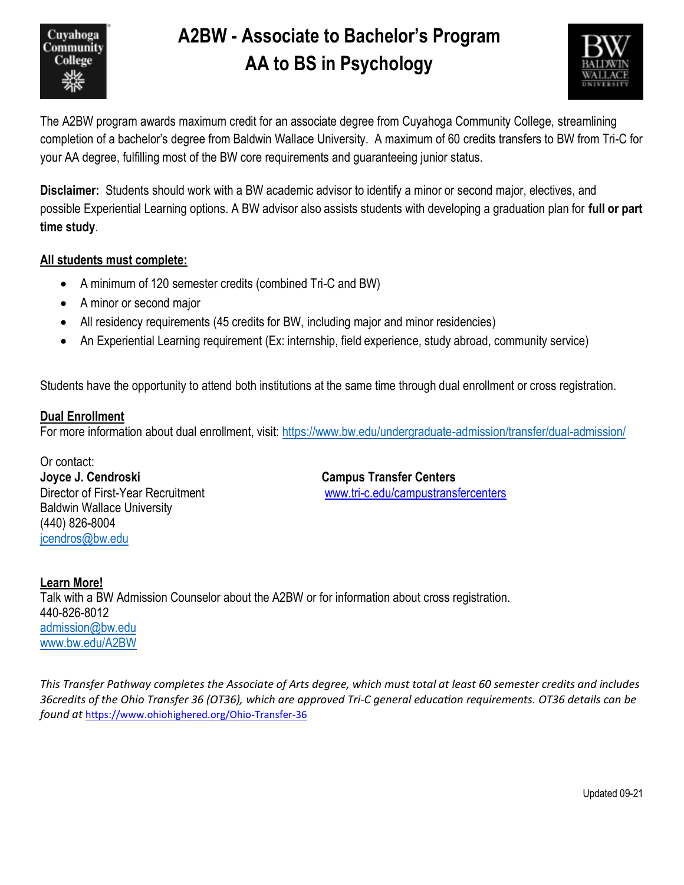# A2BW - Associate to Bachelor's Program
# AA to BS in Psychology

The A2BW program awards maximum credit for an associate degree from Cuyahoga Community College, streamlining completion of a bachelor's degree from Baldwin Wallace University. A maximum of 60 credits transfers to BW from Tri-C for your AA degree, fulfilling most of the BW core requirements and guaranteeing junior status.

**Disclaimer:** Students should work with a BW academic advisor to identify a minor or second major, electives, and possible Experiential Learning options. A BW advisor also assists students with developing a graduation plan for **full or part time study**.

**<u>All students must complete:</u>**

- A minimum of 120 semester credits (combined Tri-C and BW)
- A minor or second major
- All residency requirements (45 credits for BW, including major and minor residencies)
- An Experiential Learning requirement (Ex: internship, field experience, study abroad, community service)

Students have the opportunity to attend both institutions at the same time through dual enrollment or cross registration.

**<u>Dual Enrollment</u>**
For more information about dual enrollment, visit: https://www.bw.edu/undergraduate-admission/transfer/dual-admission/

Or contact:
**Joyce J. Cendroski**
Director of First-Year Recruitment
Baldwin Wallace University
(440) 826-8004
jcendros@bw.edu

**Campus Transfer Centers**
www.tri-c.edu/campustransfercenters

**<u>Learn More!</u>**
Talk with a BW Admission Counselor about the A2BW or for information about cross registration.
440-826-8012
admission@bw.edu
www.bw.edu/A2BW

*This Transfer Pathway completes the Associate of Arts degree, which must total at least 60 semester credits and includes 36credits of the Ohio Transfer 36 (OT36), which are approved Tri-C general education requirements. OT36 details can be found at* https://www.ohiohighered.org/Ohio-Transfer-36

Updated 09-21